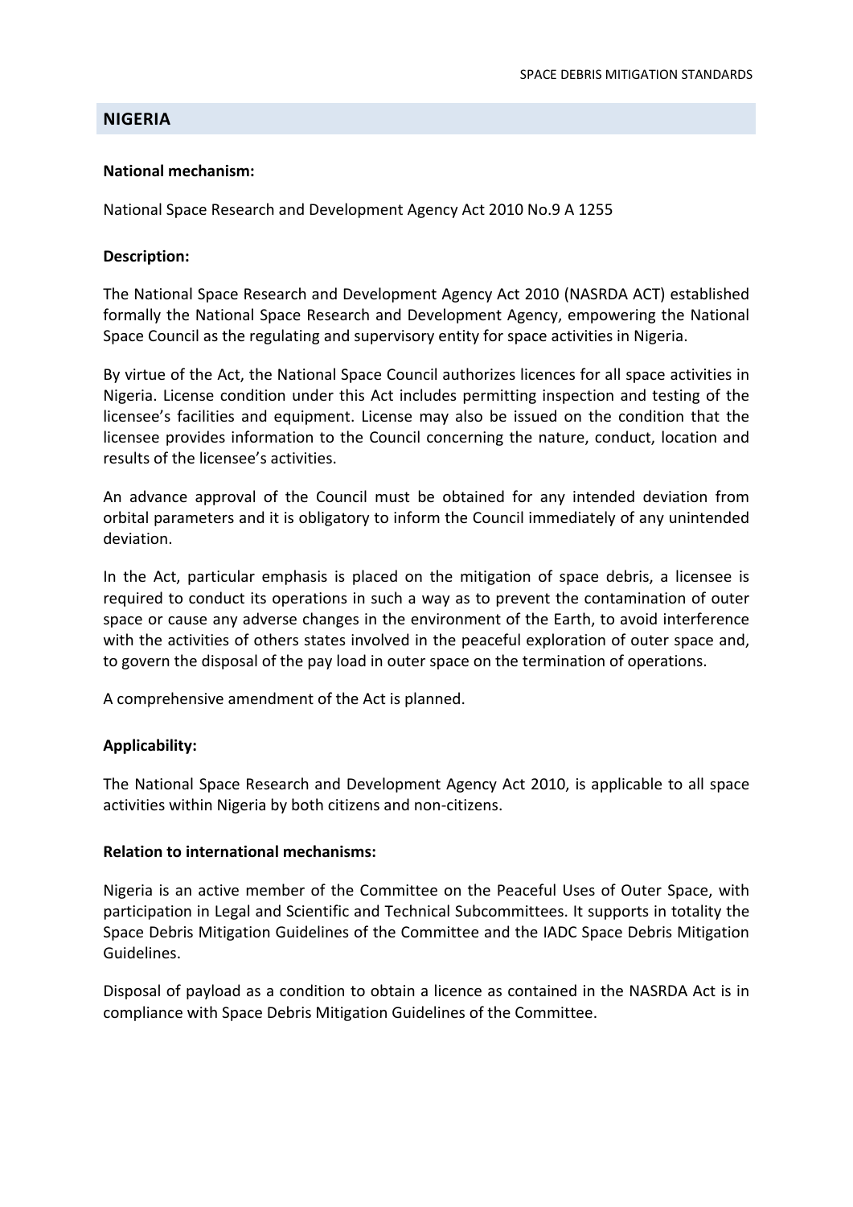## NIGERIA

**National mechanism:**

National Space Research and Development Agency Act 2010 No.9 A 1255

**Description:**

The National Space Research and Development Agency Act 2010 (NASRDA ACT) established formally the National Space Research and Development Agency, empowering the National Space Council as the regulating and supervisory entity for space activities in Nigeria.

By virtue of the Act, the National Space Council authorizes licences for all space activities in Nigeria. License condition under this Act includes permitting inspection and testing of the licensee's facilities and equipment. License may also be issued on the condition that the licensee provides information to the Council concerning the nature, conduct, location and results of the licensee's activities.

An advance approval of the Council must be obtained for any intended deviation from orbital parameters and it is obligatory to inform the Council immediately of any unintended deviation.

In the Act, particular emphasis is placed on the mitigation of space debris, a licensee is required to conduct its operations in such a way as to prevent the contamination of outer space or cause any adverse changes in the environment of the Earth, to avoid interference with the activities of others states involved in the peaceful exploration of outer space and, to govern the disposal of the pay load in outer space on the termination of operations.

A comprehensive amendment of the Act is planned.

**Applicability:**

The National Space Research and Development Agency Act 2010, is applicable to all space activities within Nigeria by both citizens and non-citizens.

**Relation to international mechanisms:**

Nigeria is an active member of the Committee on the Peaceful Uses of Outer Space, with participation in Legal and Scientific and Technical Subcommittees. It supports in totality the Space Debris Mitigation Guidelines of the Committee and the IADC Space Debris Mitigation Guidelines.

Disposal of payload as a condition to obtain a licence as contained in the NASRDA Act is in compliance with Space Debris Mitigation Guidelines of the Committee.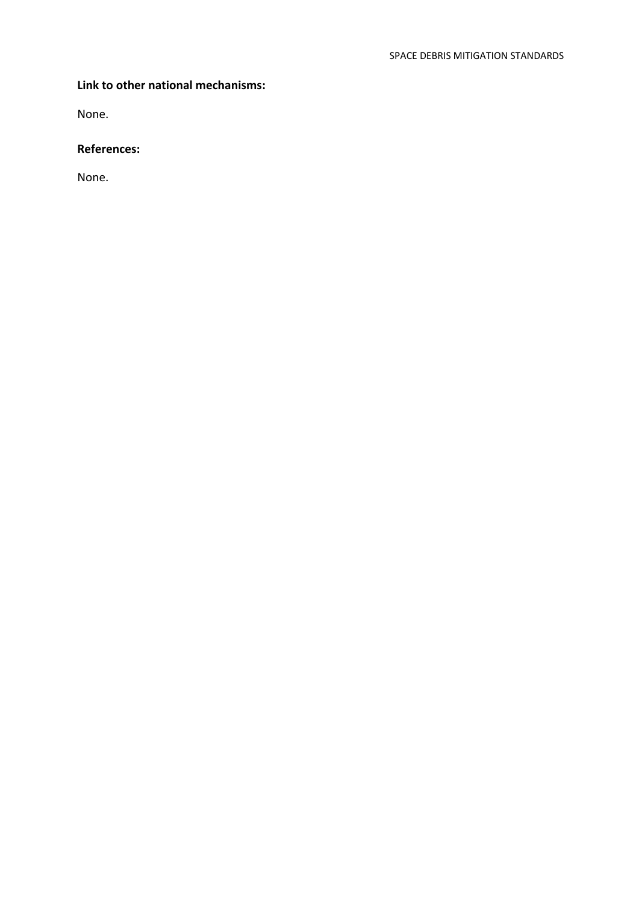**Link to other national mechanisms:**

None.

**References:**

None.